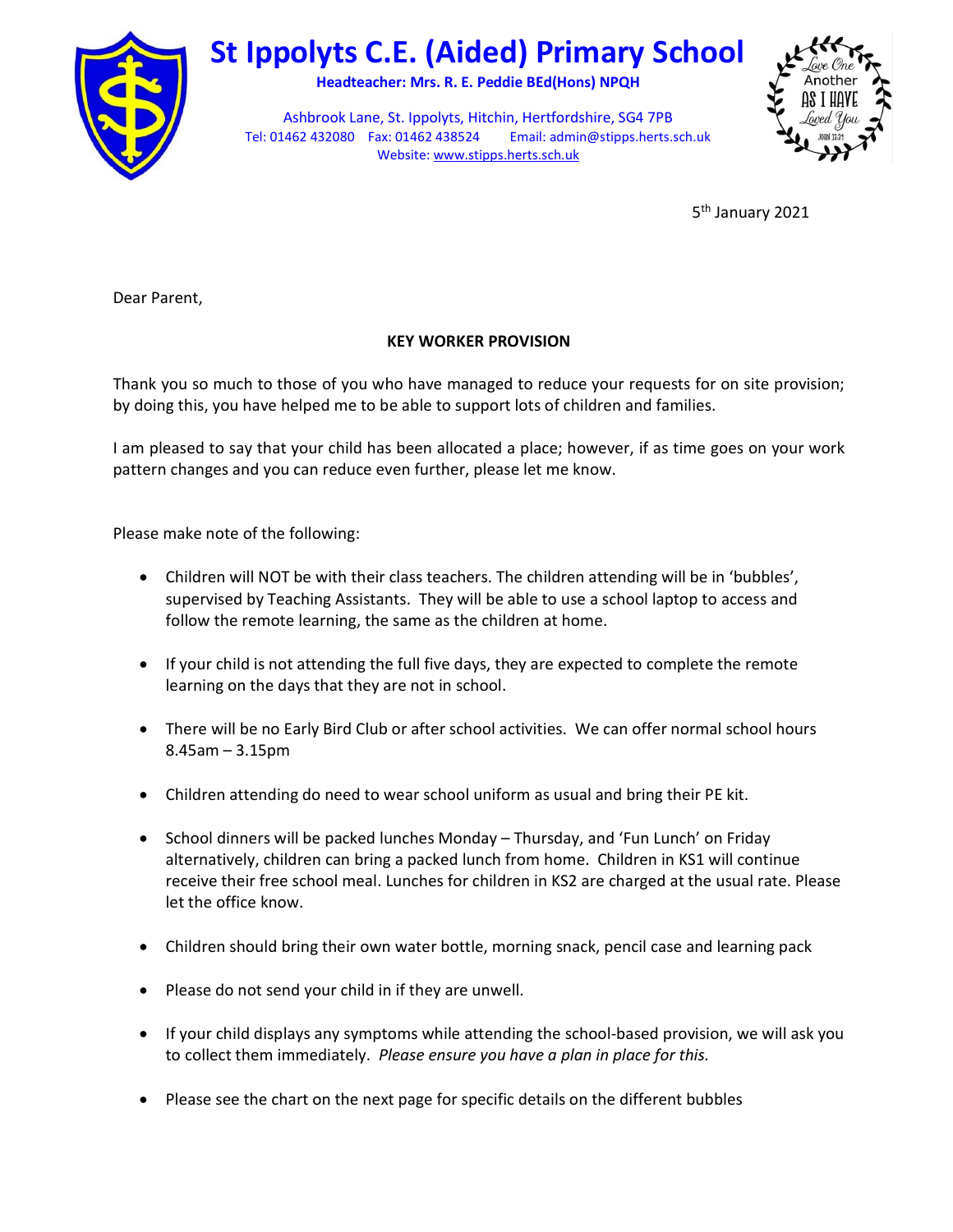# St Ippolyts C.E. (Aided) Primary School

**Headteacher: Mrs. R. E. Peddie BEd(Hons) NPQH**

Ashbrook Lane, St. Ippolyts, Hitchin, Hertfordshire, SG4 7PB
Tel: 01462 432080 Fax: 01462 438524 Email: admin@stipps.herts.sch.uk
Website: www.stipps.herts.sch.uk

Love One Another As I Have Loved You
John 13:34

5th January 2021

Dear Parent,

**KEY WORKER PROVISION**

Thank you so much to those of you who have managed to reduce your requests for on site provision; by doing this, you have helped me to be able to support lots of children and families.

I am pleased to say that your child has been allocated a place; however, if as time goes on your work pattern changes and you can reduce even further, please let me know.

Please make note of the following:

- Children will NOT be with their class teachers. The children attending will be in 'bubbles', supervised by Teaching Assistants. They will be able to use a school laptop to access and follow the remote learning, the same as the children at home.
- If your child is not attending the full five days, they are expected to complete the remote learning on the days that they are not in school.
- There will be no Early Bird Club or after school activities. We can offer normal school hours 8.45am – 3.15pm
- Children attending do need to wear school uniform as usual and bring their PE kit.
- School dinners will be packed lunches Monday – Thursday, and 'Fun Lunch' on Friday alternatively, children can bring a packed lunch from home. Children in KS1 will continue receive their free school meal. Lunches for children in KS2 are charged at the usual rate. Please let the office know.
- Children should bring their own water bottle, morning snack, pencil case and learning pack
- Please do not send your child in if they are unwell.
- If your child displays any symptoms while attending the school-based provision, we will ask you to collect them immediately. *Please ensure you have a plan in place for this.*
- Please see the chart on the next page for specific details on the different bubbles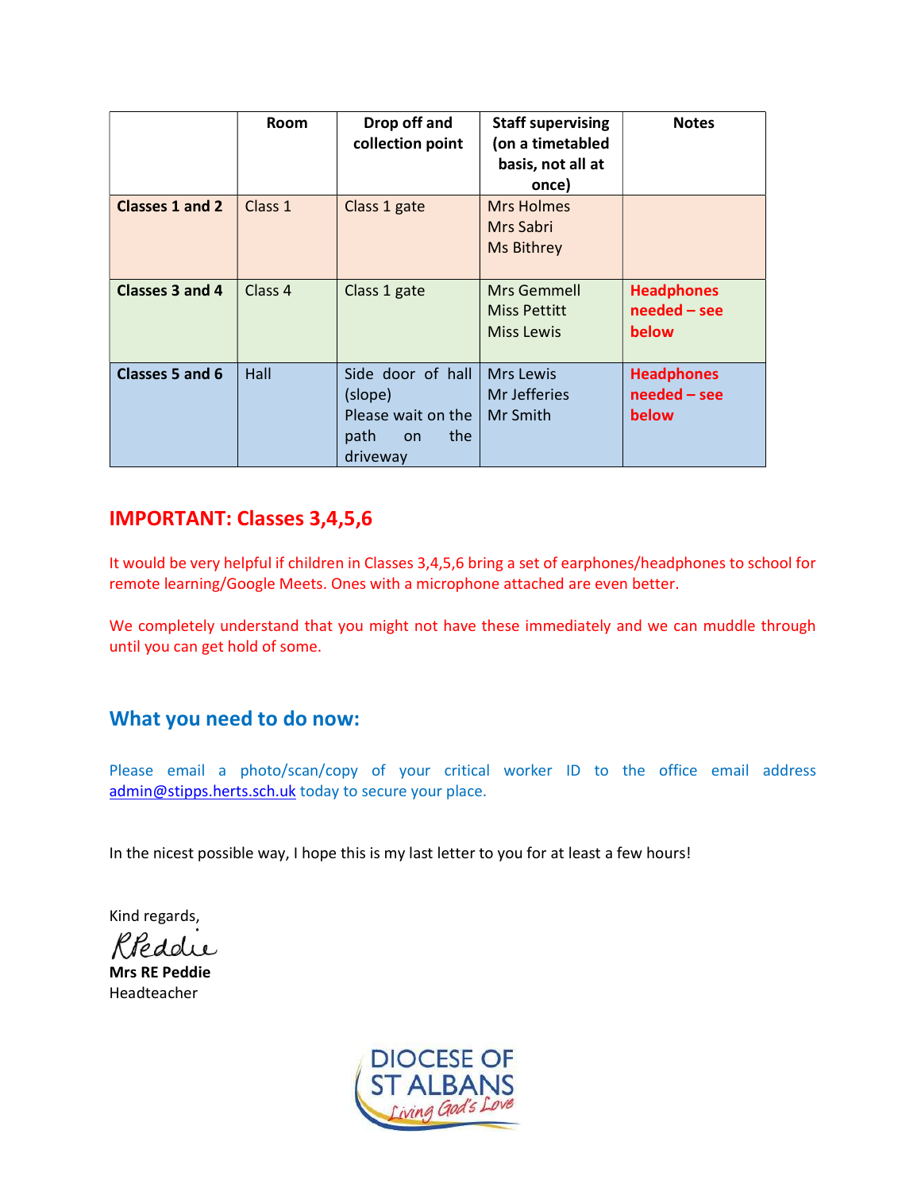| | Room | Drop off and collection point | Staff supervising (on a timetabled basis, not all at once) | Notes |
|---|---|---|---|---|
| **Classes 1 and 2** | Class 1 | Class 1 gate | Mrs Holmes<br>Mrs Sabri<br>Ms Bithrey | |
| **Classes 3 and 4** | Class 4 | Class 1 gate | Mrs Gemmell<br>Miss Pettitt<br>Miss Lewis | **Headphones needed – see below** |
| **Classes 5 and 6** | Hall | Side door of hall (slope)<br>Please wait on the path on the driveway | Mrs Lewis<br>Mr Jefferies<br>Mr Smith | **Headphones needed – see below** |

## IMPORTANT: Classes 3,4,5,6

It would be very helpful if children in Classes 3,4,5,6 bring a set of earphones/headphones to school for remote learning/Google Meets. Ones with a microphone attached are even better.

We completely understand that you might not have these immediately and we can muddle through until you can get hold of some.

## What you need to do now:

Please email a photo/scan/copy of your critical worker ID to the office email address admin@stipps.herts.sch.uk today to secure your place.

In the nicest possible way, I hope this is my last letter to you for at least a few hours!

Kind regards,

RPeddie

**Mrs RE Peddie**
Headteacher

DIOCESE OF ST ALBANS
Living God's Love